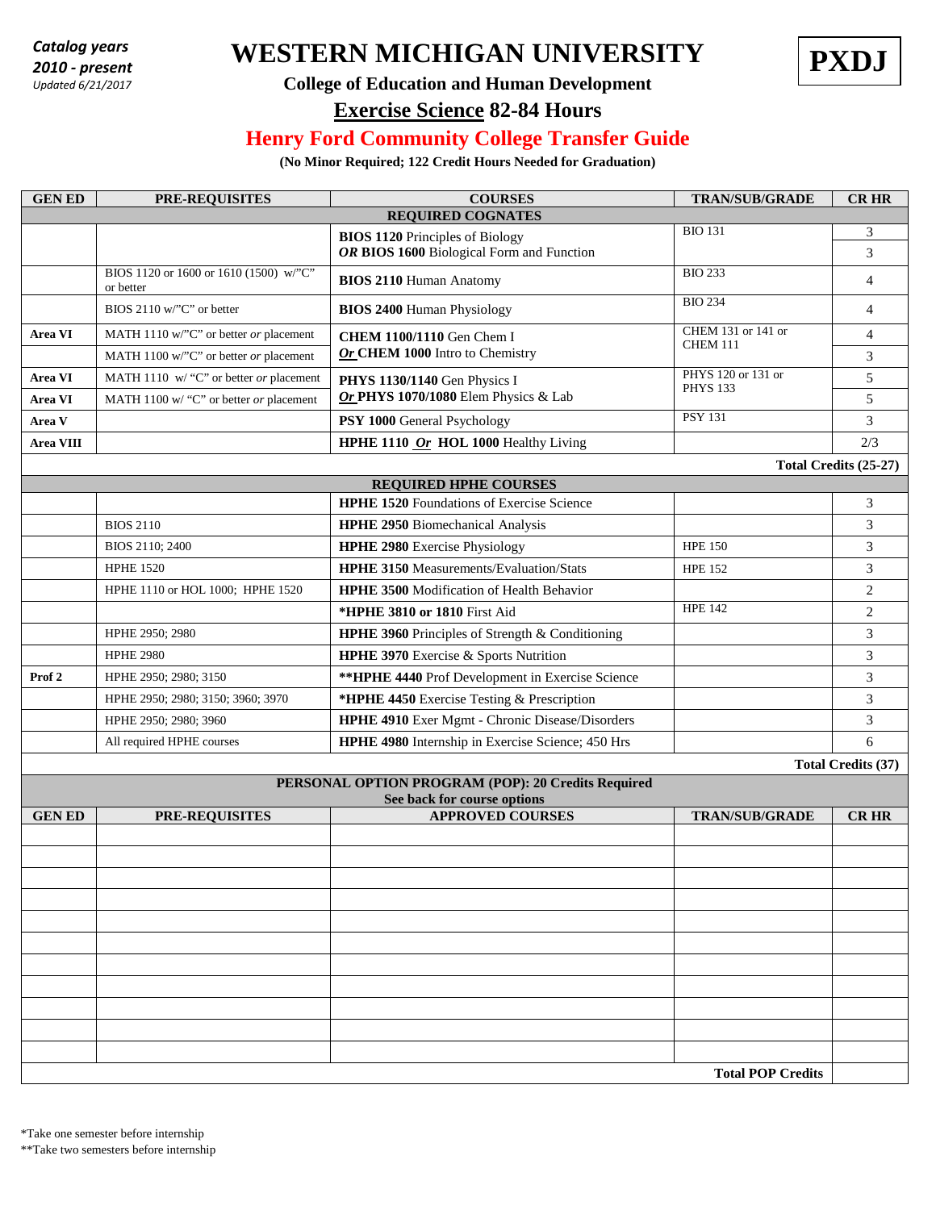*Catalog years*
***2010 - present***
*Updated 6/21/2017*

# WESTERN MICHIGAN UNIVERSITY

**PXDJ**

### College of Education and Human Development

## Exercise Science 82-84 Hours

## Henry Ford Community College Transfer Guide

**(No Minor Required; 122 Credit Hours Needed for Graduation)**

| GEN ED | PRE-REQUISITES | COURSES | TRAN/SUB/GRADE | CR HR |
|---|---|---|---|---|
| **REQUIRED COGNATES** | | | | |
| | | **BIOS 1120** Principles of Biology | BIO 131 | 3 |
| | | ***OR* BIOS 1600** Biological Form and Function | | 3 |
| | BIOS 1120 or 1600 or 1610 (1500) w/"C" or better | **BIOS 2110** Human Anatomy | BIO 233 | 4 |
| | BIOS 2110 w/"C" or better | **BIOS 2400** Human Physiology | BIO 234 | 4 |
| **Area VI** | MATH 1110 w/"C" or better *or* placement | **CHEM 1100/1110** Gen Chem I | CHEM 131 or 141 or CHEM 111 | 4 |
| | MATH 1100 w/"C" or better *or* placement | ***Or* CHEM 1000** Intro to Chemistry | | 3 |
| **Area VI** | MATH 1110 w/ "C" or better *or* placement | **PHYS 1130/1140** Gen Physics I | PHYS 120 or 131 or PHYS 133 | 5 |
| **Area VI** | MATH 1100 w/ "C" or better *or* placement | ***Or* PHYS 1070/1080** Elem Physics & Lab | | 5 |
| **Area V** | | **PSY 1000** General Psychology | PSY 131 | 3 |
| **Area VIII** | | **HPHE 1110 *Or* HOL 1000** Healthy Living | | 2/3 |
| | | | | **Total Credits (25-27)** |
| **REQUIRED HPHE COURSES** | | | | |
| | | **HPHE 1520** Foundations of Exercise Science | | 3 |
| | BIOS 2110 | **HPHE 2950** Biomechanical Analysis | | 3 |
| | BIOS 2110; 2400 | **HPHE 2980** Exercise Physiology | HPE 150 | 3 |
| | HPHE 1520 | **HPHE 3150** Measurements/Evaluation/Stats | HPE 152 | 3 |
| | HPHE 1110 or HOL 1000; HPHE 1520 | **HPHE 3500** Modification of Health Behavior | | 2 |
| | | ***HPHE 3810 or 1810** First Aid | HPE 142 | 2 |
| | HPHE 2950; 2980 | **HPHE 3960** Principles of Strength & Conditioning | | 3 |
| | HPHE 2980 | **HPHE 3970** Exercise & Sports Nutrition | | 3 |
| **Prof 2** | HPHE 2950; 2980; 3150 | ****HPHE 4440** Prof Development in Exercise Science | | 3 |
| | HPHE 2950; 2980; 3150; 3960; 3970 | ***HPHE 4450** Exercise Testing & Prescription | | 3 |
| | HPHE 2950; 2980; 3960 | **HPHE 4910** Exer Mgmt - Chronic Disease/Disorders | | 3 |
| | All required HPHE courses | **HPHE 4980** Internship in Exercise Science; 450 Hrs | | 6 |
| | | | | **Total Credits (37)** |

**PERSONAL OPTION PROGRAM (POP): 20 Credits Required**
**See back for course options**

| GEN ED | PRE-REQUISITES | APPROVED COURSES | TRAN/SUB/GRADE | CR HR |
|---|---|---|---|---|
| | | | | |
| | | | | |
| | | | | |
| | | | | |
| | | | | |
| | | | | |
| | | | | |
| | | | | |
| | | | | |
| | | | | |
| | | | | |
| | | | **Total POP Credits** | |

*Take one semester before internship
**Take two semesters before internship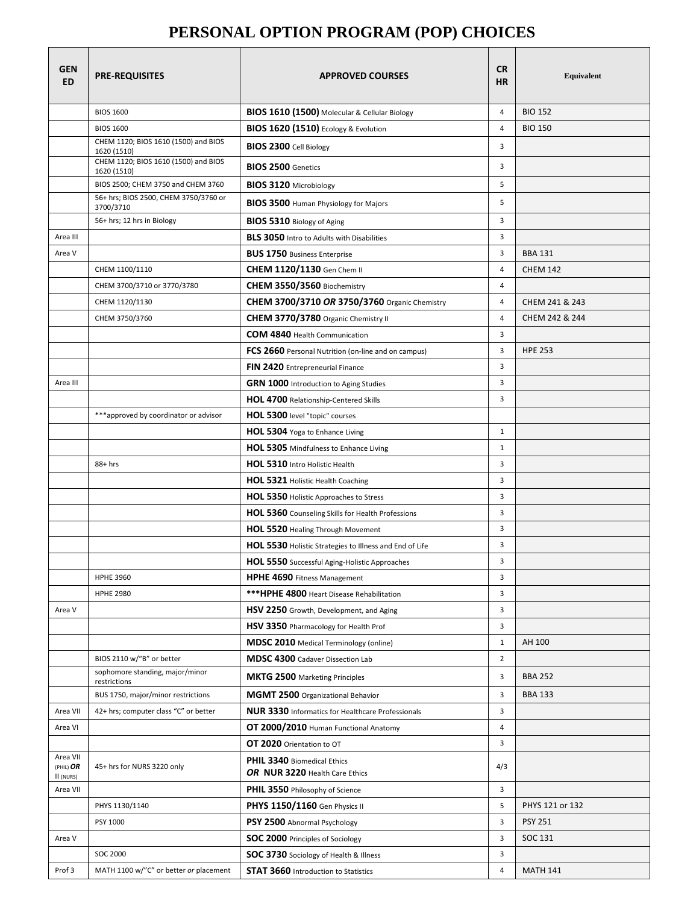# PERSONAL OPTION PROGRAM (POP) CHOICES

| GEN ED | PRE-REQUISITES | APPROVED COURSES | CR HR | Equivalent |
|---|---|---|---|---|
| | BIOS 1600 | **BIOS 1610 (1500)** Molecular & Cellular Biology | 4 | BIO 152 |
| | BIOS 1600 | **BIOS 1620 (1510)** Ecology & Evolution | 4 | BIO 150 |
| | CHEM 1120; BIOS 1610 (1500) and BIOS 1620 (1510) | **BIOS 2300** Cell Biology | 3 | |
| | CHEM 1120; BIOS 1610 (1500) and BIOS 1620 (1510) | **BIOS 2500** Genetics | 3 | |
| | BIOS 2500; CHEM 3750 and CHEM 3760 | **BIOS 3120** Microbiology | 5 | |
| | 56+ hrs; BIOS 2500, CHEM 3750/3760 or 3700/3710 | **BIOS 3500** Human Physiology for Majors | 5 | |
| | 56+ hrs; 12 hrs in Biology | **BIOS 5310** Biology of Aging | 3 | |
| Area III | | **BLS 3050** Intro to Adults with Disabilities | 3 | |
| Area V | | **BUS 1750** Business Enterprise | 3 | BBA 131 |
| | CHEM 1100/1110 | **CHEM 1120/1130** Gen Chem II | 4 | CHEM 142 |
| | CHEM 3700/3710 or 3770/3780 | **CHEM 3550/3560** Biochemistry | 4 | |
| | CHEM 1120/1130 | **CHEM 3700/3710 *OR* 3750/3760** Organic Chemistry | 4 | CHEM 241 & 243 |
| | CHEM 3750/3760 | **CHEM 3770/3780** Organic Chemistry II | 4 | CHEM 242 & 244 |
| | | **COM 4840** Health Communication | 3 | |
| | | **FCS 2660** Personal Nutrition (on-line and on campus) | 3 | HPE 253 |
| | | **FIN 2420** Entrepreneurial Finance | 3 | |
| Area III | | **GRN 1000** Introduction to Aging Studies | 3 | |
| | | **HOL 4700** Relationship-Centered Skills | 3 | |
| | ***approved by coordinator or advisor | **HOL 5300** level "topic" courses | | |
| | | **HOL 5304** Yoga to Enhance Living | 1 | |
| | | **HOL 5305** Mindfulness to Enhance Living | 1 | |
| | 88+ hrs | **HOL 5310** Intro Holistic Health | 3 | |
| | | **HOL 5321** Holistic Health Coaching | 3 | |
| | | **HOL 5350** Holistic Approaches to Stress | 3 | |
| | | **HOL 5360** Counseling Skills for Health Professions | 3 | |
| | | **HOL 5520** Healing Through Movement | 3 | |
| | | **HOL 5530** Holistic Strategies to Illness and End of Life | 3 | |
| | | **HOL 5550** Successful Aging-Holistic Approaches | 3 | |
| | HPHE 3960 | **HPHE 4690** Fitness Management | 3 | |
| | HPHE 2980 | **\*\*\*HPHE 4800** Heart Disease Rehabilitation | 3 | |
| Area V | | **HSV 2250** Growth, Development, and Aging | 3 | |
| | | **HSV 3350** Pharmacology for Health Prof | 3 | |
| | | **MDSC 2010** Medical Terminology (online) | 1 | AH 100 |
| | BIOS 2110 w/"B" or better | **MDSC 4300** Cadaver Dissection Lab | 2 | |
| | sophomore standing, major/minor restrictions | **MKTG 2500** Marketing Principles | 3 | BBA 252 |
| | BUS 1750, major/minor restrictions | **MGMT 2500** Organizational Behavior | 3 | BBA 133 |
| Area VII | 42+ hrs; computer class "C" or better | **NUR 3330** Informatics for Healthcare Professionals | 3 | |
| Area VI | | **OT 2000/2010** Human Functional Anatomy | 4 | |
| | | **OT 2020** Orientation to OT | 3 | |
| Area VII (PHIL) ***OR*** II (NURS) | 45+ hrs for NURS 3220 only | **PHIL 3340** Biomedical Ethics ***OR* NUR 3220** Health Care Ethics | 4/3 | |
| Area VII | | **PHIL 3550** Philosophy of Science | 3 | |
| | PHYS 1130/1140 | **PHYS 1150/1160** Gen Physics II | 5 | PHYS 121 or 132 |
| | PSY 1000 | **PSY 2500** Abnormal Psychology | 3 | PSY 251 |
| Area V | | **SOC 2000** Principles of Sociology | 3 | SOC 131 |
| | SOC 2000 | **SOC 3730** Sociology of Health & Illness | 3 | |
| Prof 3 | MATH 1100 w/"C" or better *or* placement | **STAT 3660** Introduction to Statistics | 4 | MATH 141 |